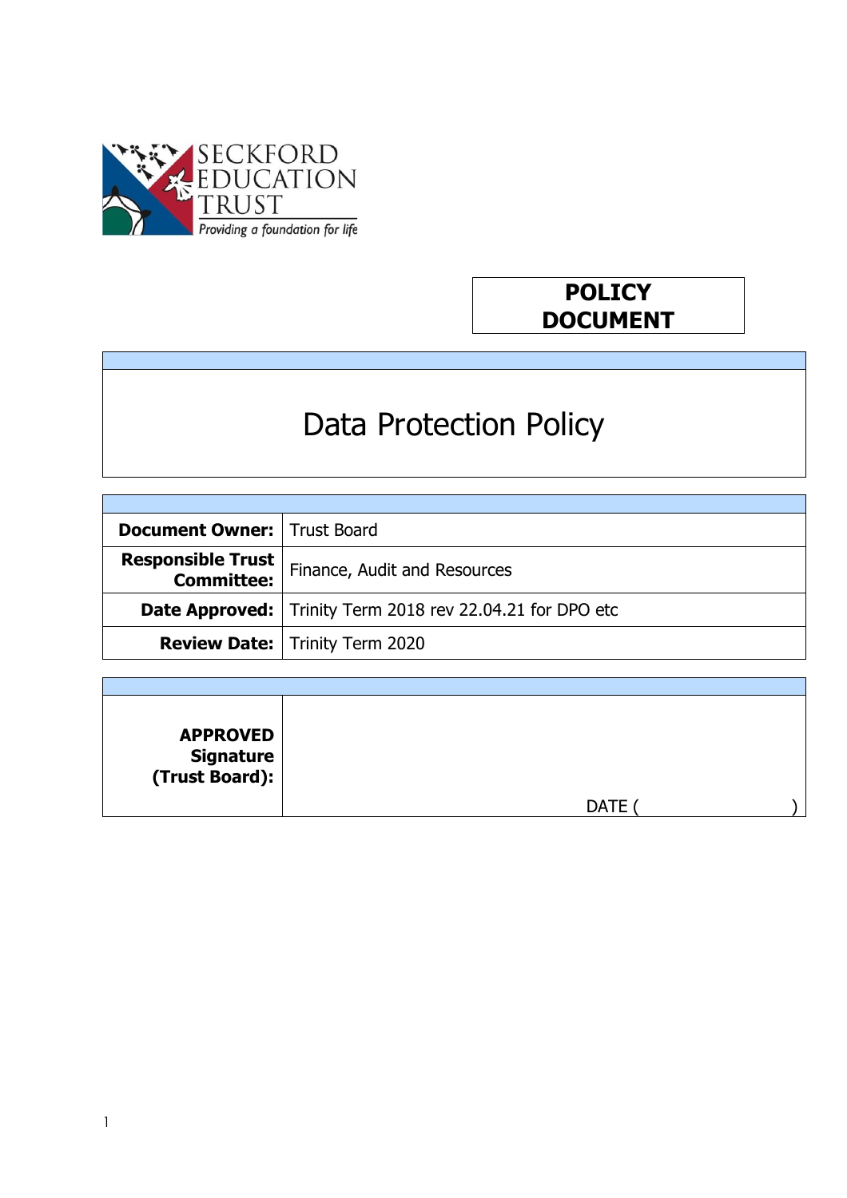SECKFORD EDUCATION TRUST

*Providing a foundation for life*

**POLICY DOCUMENT**

# Data Protection Policy

| | |
|---|---|
| **Document Owner:** | Trust Board |
| **Responsible Trust Committee:** | Finance, Audit and Resources |
| **Date Approved:** | Trinity Term 2018 rev 22.04.21 for DPO etc |
| **Review Date:** | Trinity Term 2020 |

| | |
|---|---|
| **APPROVED Signature (Trust Board):** | DATE ( ) |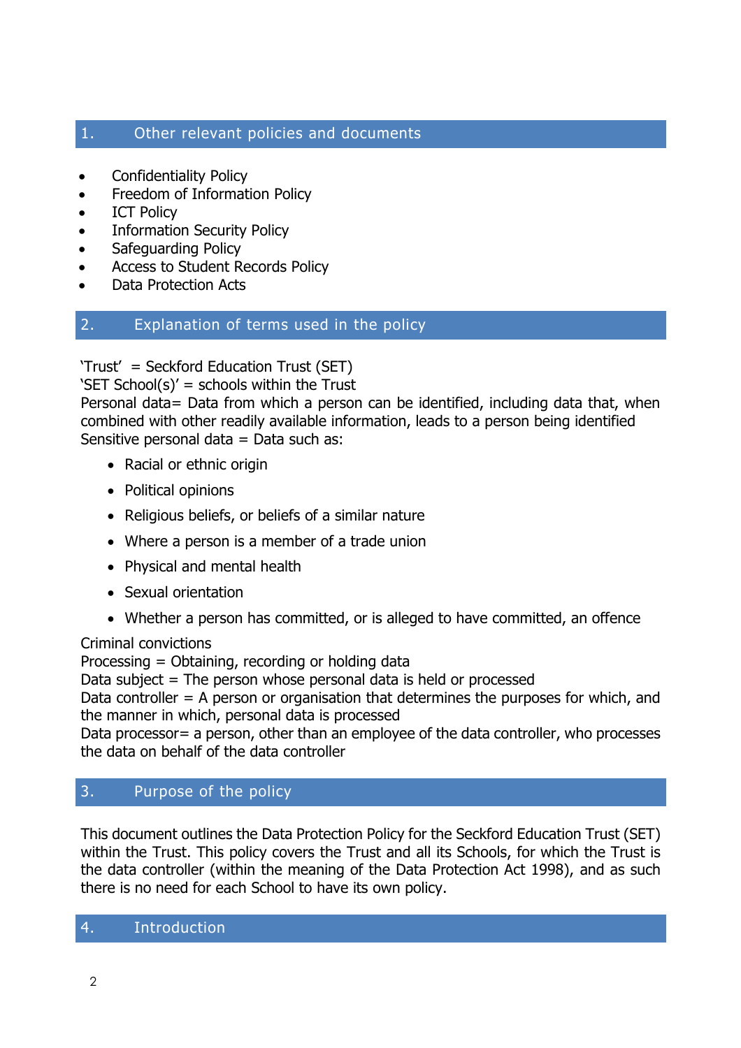## 1. Other relevant policies and documents

- Confidentiality Policy
- Freedom of Information Policy
- ICT Policy
- Information Security Policy
- Safeguarding Policy
- Access to Student Records Policy
- Data Protection Acts

## 2. Explanation of terms used in the policy

'Trust' = Seckford Education Trust (SET)
'SET School(s)' = schools within the Trust
Personal data= Data from which a person can be identified, including data that, when combined with other readily available information, leads to a person being identified
Sensitive personal data = Data such as:

- Racial or ethnic origin
- Political opinions
- Religious beliefs, or beliefs of a similar nature
- Where a person is a member of a trade union
- Physical and mental health
- Sexual orientation
- Whether a person has committed, or is alleged to have committed, an offence

Criminal convictions
Processing = Obtaining, recording or holding data
Data subject = The person whose personal data is held or processed
Data controller = A person or organisation that determines the purposes for which, and the manner in which, personal data is processed
Data processor= a person, other than an employee of the data controller, who processes the data on behalf of the data controller

## 3. Purpose of the policy

This document outlines the Data Protection Policy for the Seckford Education Trust (SET) within the Trust. This policy covers the Trust and all its Schools, for which the Trust is the data controller (within the meaning of the Data Protection Act 1998), and as such there is no need for each School to have its own policy.

## 4. Introduction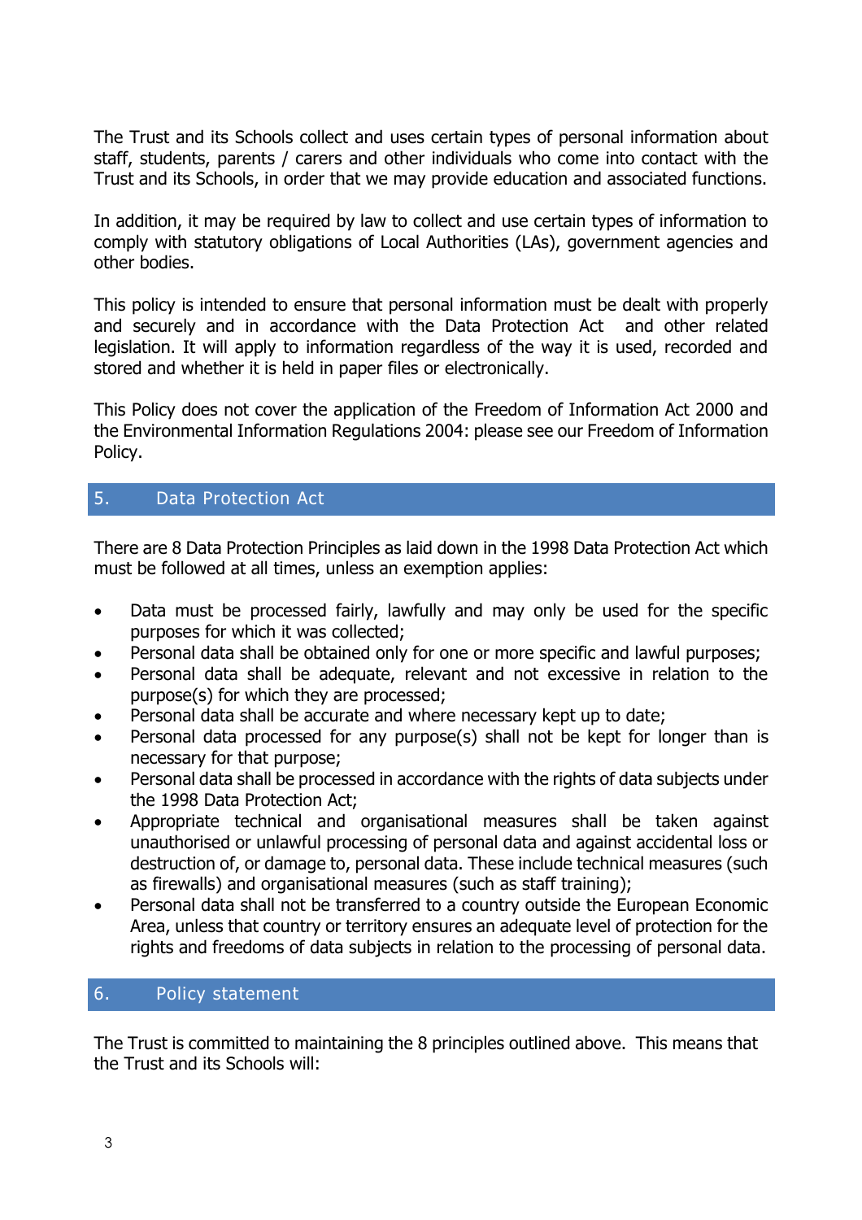The Trust and its Schools collect and uses certain types of personal information about staff, students, parents / carers and other individuals who come into contact with the Trust and its Schools, in order that we may provide education and associated functions.

In addition, it may be required by law to collect and use certain types of information to comply with statutory obligations of Local Authorities (LAs), government agencies and other bodies.

This policy is intended to ensure that personal information must be dealt with properly and securely and in accordance with the Data Protection Act and other related legislation. It will apply to information regardless of the way it is used, recorded and stored and whether it is held in paper files or electronically.

This Policy does not cover the application of the Freedom of Information Act 2000 and the Environmental Information Regulations 2004: please see our Freedom of Information Policy.

## 5. Data Protection Act

There are 8 Data Protection Principles as laid down in the 1998 Data Protection Act which must be followed at all times, unless an exemption applies:

- Data must be processed fairly, lawfully and may only be used for the specific purposes for which it was collected;
- Personal data shall be obtained only for one or more specific and lawful purposes;
- Personal data shall be adequate, relevant and not excessive in relation to the purpose(s) for which they are processed;
- Personal data shall be accurate and where necessary kept up to date;
- Personal data processed for any purpose(s) shall not be kept for longer than is necessary for that purpose;
- Personal data shall be processed in accordance with the rights of data subjects under the 1998 Data Protection Act;
- Appropriate technical and organisational measures shall be taken against unauthorised or unlawful processing of personal data and against accidental loss or destruction of, or damage to, personal data. These include technical measures (such as firewalls) and organisational measures (such as staff training);
- Personal data shall not be transferred to a country outside the European Economic Area, unless that country or territory ensures an adequate level of protection for the rights and freedoms of data subjects in relation to the processing of personal data.

## 6. Policy statement

The Trust is committed to maintaining the 8 principles outlined above. This means that the Trust and its Schools will: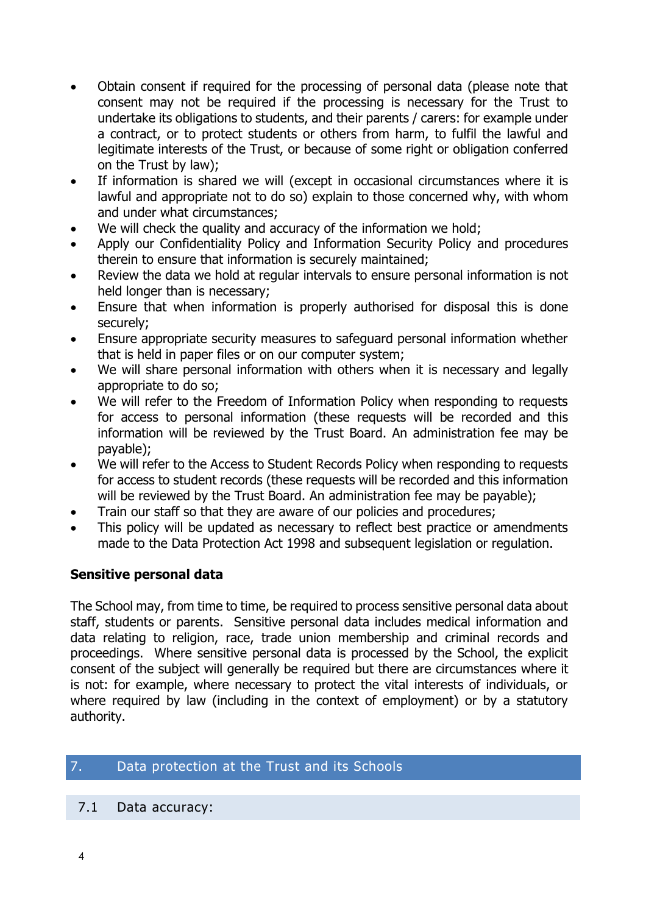- Obtain consent if required for the processing of personal data (please note that consent may not be required if the processing is necessary for the Trust to undertake its obligations to students, and their parents / carers: for example under a contract, or to protect students or others from harm, to fulfil the lawful and legitimate interests of the Trust, or because of some right or obligation conferred on the Trust by law);
- If information is shared we will (except in occasional circumstances where it is lawful and appropriate not to do so) explain to those concerned why, with whom and under what circumstances;
- We will check the quality and accuracy of the information we hold;
- Apply our Confidentiality Policy and Information Security Policy and procedures therein to ensure that information is securely maintained;
- Review the data we hold at regular intervals to ensure personal information is not held longer than is necessary;
- Ensure that when information is properly authorised for disposal this is done securely;
- Ensure appropriate security measures to safeguard personal information whether that is held in paper files or on our computer system;
- We will share personal information with others when it is necessary and legally appropriate to do so;
- We will refer to the Freedom of Information Policy when responding to requests for access to personal information (these requests will be recorded and this information will be reviewed by the Trust Board. An administration fee may be payable);
- We will refer to the Access to Student Records Policy when responding to requests for access to student records (these requests will be recorded and this information will be reviewed by the Trust Board. An administration fee may be payable);
- Train our staff so that they are aware of our policies and procedures;
- This policy will be updated as necessary to reflect best practice or amendments made to the Data Protection Act 1998 and subsequent legislation or regulation.

**Sensitive personal data**

The School may, from time to time, be required to process sensitive personal data about staff, students or parents. Sensitive personal data includes medical information and data relating to religion, race, trade union membership and criminal records and proceedings. Where sensitive personal data is processed by the School, the explicit consent of the subject will generally be required but there are circumstances where it is not: for example, where necessary to protect the vital interests of individuals, or where required by law (including in the context of employment) or by a statutory authority.

## 7. Data protection at the Trust and its Schools

### 7.1 Data accuracy: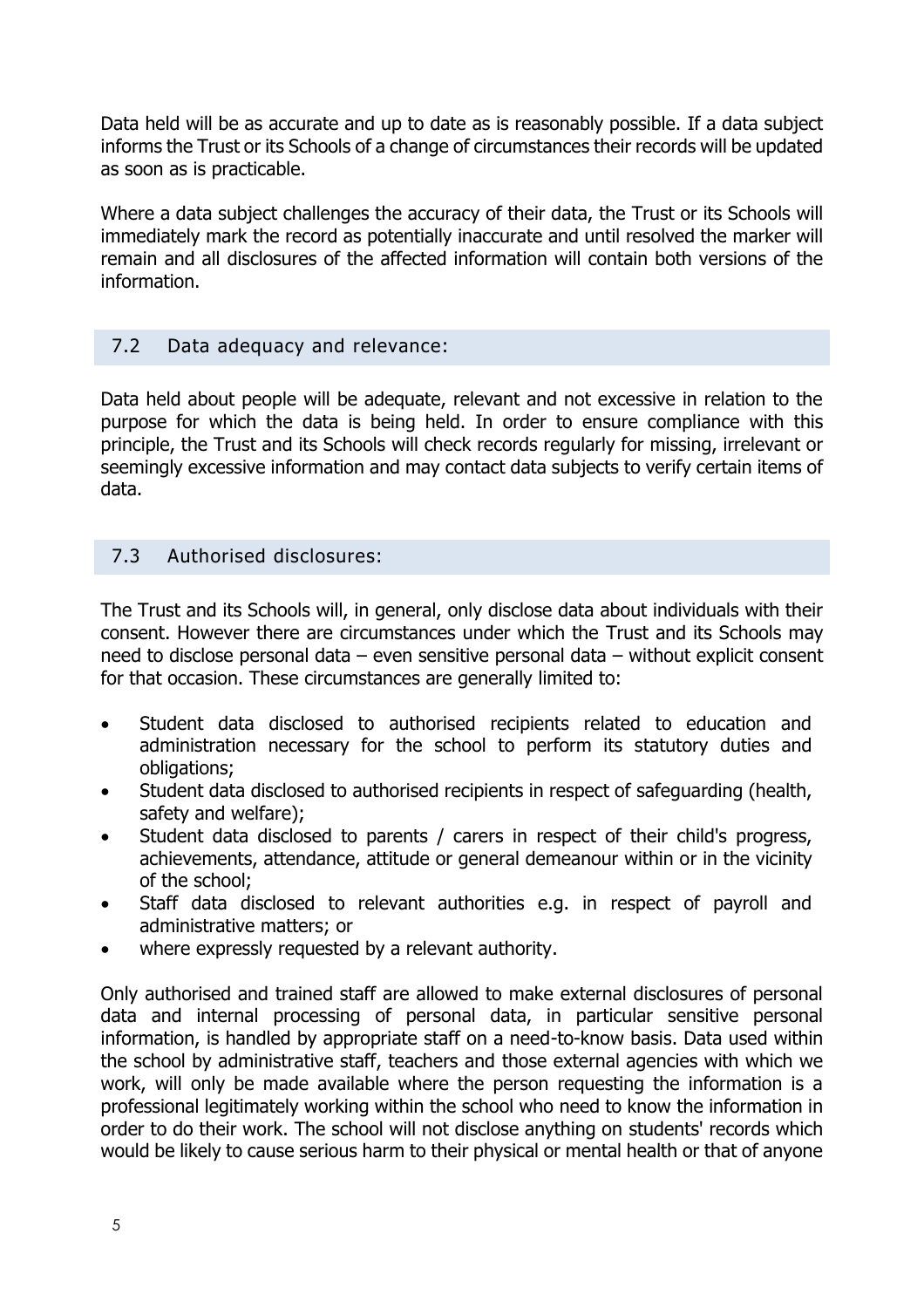Data held will be as accurate and up to date as is reasonably possible. If a data subject informs the Trust or its Schools of a change of circumstances their records will be updated as soon as is practicable.

Where a data subject challenges the accuracy of their data, the Trust or its Schools will immediately mark the record as potentially inaccurate and until resolved the marker will remain and all disclosures of the affected information will contain both versions of the information.

### 7.2 Data adequacy and relevance:

Data held about people will be adequate, relevant and not excessive in relation to the purpose for which the data is being held. In order to ensure compliance with this principle, the Trust and its Schools will check records regularly for missing, irrelevant or seemingly excessive information and may contact data subjects to verify certain items of data.

### 7.3 Authorised disclosures:

The Trust and its Schools will, in general, only disclose data about individuals with their consent. However there are circumstances under which the Trust and its Schools may need to disclose personal data – even sensitive personal data – without explicit consent for that occasion. These circumstances are generally limited to:

- Student data disclosed to authorised recipients related to education and administration necessary for the school to perform its statutory duties and obligations;
- Student data disclosed to authorised recipients in respect of safeguarding (health, safety and welfare);
- Student data disclosed to parents / carers in respect of their child's progress, achievements, attendance, attitude or general demeanour within or in the vicinity of the school;
- Staff data disclosed to relevant authorities e.g. in respect of payroll and administrative matters; or
- where expressly requested by a relevant authority.

Only authorised and trained staff are allowed to make external disclosures of personal data and internal processing of personal data, in particular sensitive personal information, is handled by appropriate staff on a need-to-know basis. Data used within the school by administrative staff, teachers and those external agencies with which we work, will only be made available where the person requesting the information is a professional legitimately working within the school who need to know the information in order to do their work. The school will not disclose anything on students' records which would be likely to cause serious harm to their physical or mental health or that of anyone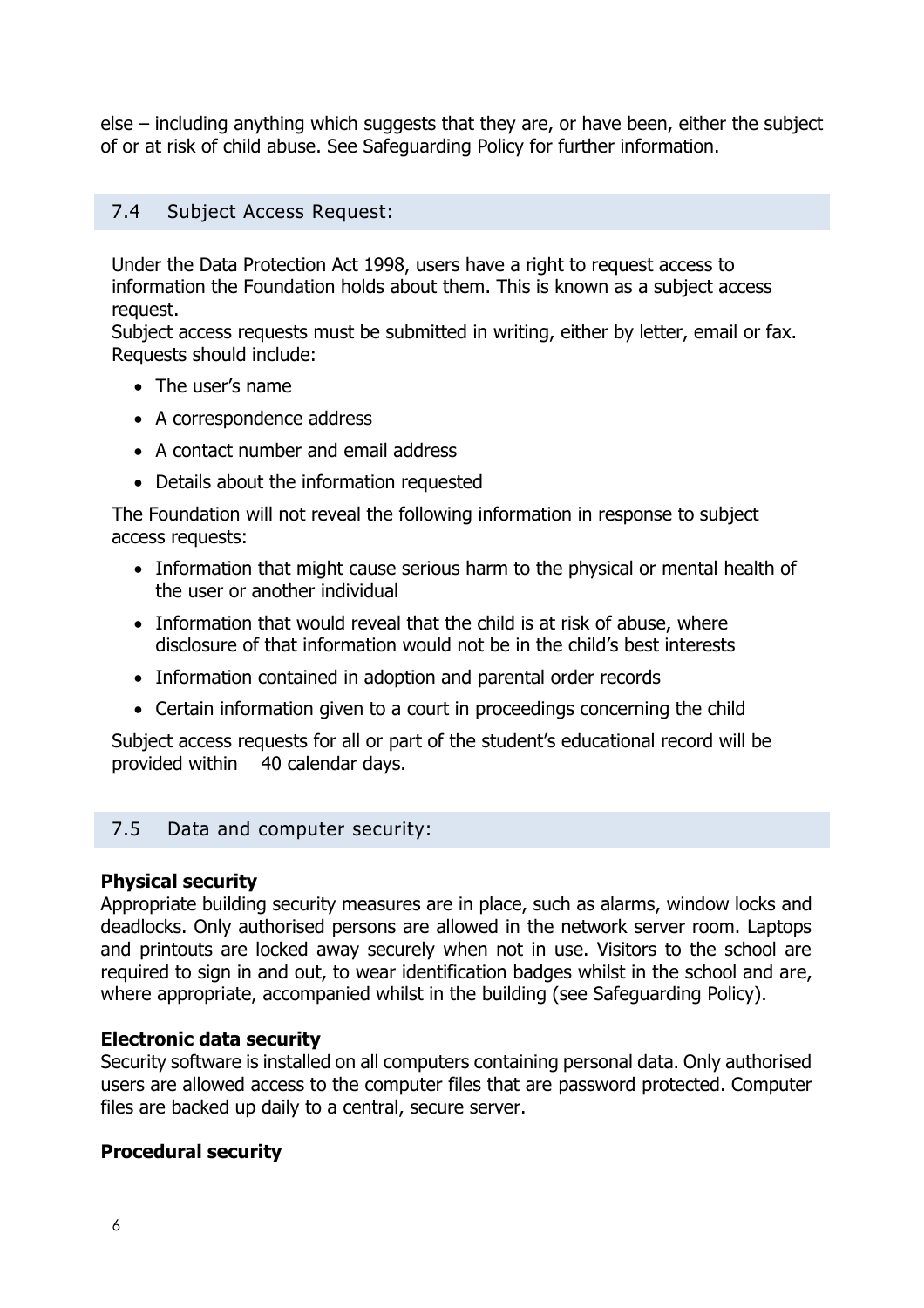else – including anything which suggests that they are, or have been, either the subject of or at risk of child abuse. See Safeguarding Policy for further information.

### 7.4 Subject Access Request:

Under the Data Protection Act 1998, users have a right to request access to information the Foundation holds about them. This is known as a subject access request.

Subject access requests must be submitted in writing, either by letter, email or fax. Requests should include:

- The user's name
- A correspondence address
- A contact number and email address
- Details about the information requested

The Foundation will not reveal the following information in response to subject access requests:

- Information that might cause serious harm to the physical or mental health of the user or another individual
- Information that would reveal that the child is at risk of abuse, where disclosure of that information would not be in the child's best interests
- Information contained in adoption and parental order records
- Certain information given to a court in proceedings concerning the child

Subject access requests for all or part of the student's educational record will be provided within 40 calendar days.

### 7.5 Data and computer security:

**Physical security**

Appropriate building security measures are in place, such as alarms, window locks and deadlocks. Only authorised persons are allowed in the network server room. Laptops and printouts are locked away securely when not in use. Visitors to the school are required to sign in and out, to wear identification badges whilst in the school and are, where appropriate, accompanied whilst in the building (see Safeguarding Policy).

**Electronic data security**

Security software is installed on all computers containing personal data. Only authorised users are allowed access to the computer files that are password protected. Computer files are backed up daily to a central, secure server.

**Procedural security**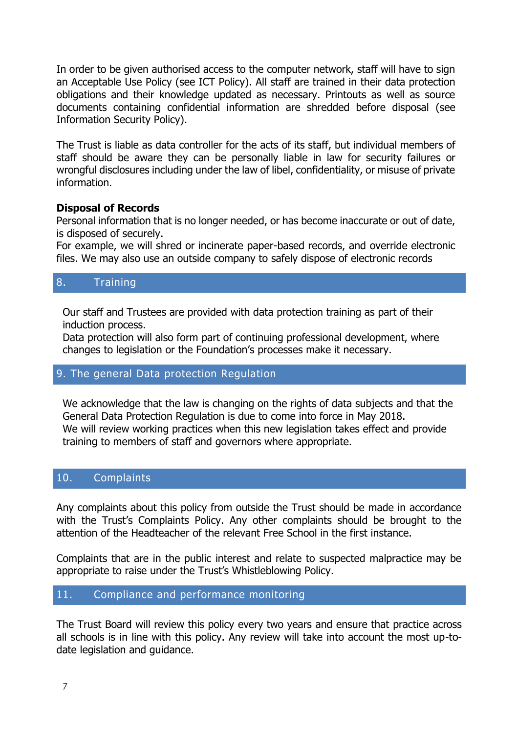In order to be given authorised access to the computer network, staff will have to sign an Acceptable Use Policy (see ICT Policy). All staff are trained in their data protection obligations and their knowledge updated as necessary. Printouts as well as source documents containing confidential information are shredded before disposal (see Information Security Policy).

The Trust is liable as data controller for the acts of its staff, but individual members of staff should be aware they can be personally liable in law for security failures or wrongful disclosures including under the law of libel, confidentiality, or misuse of private information.

**Disposal of Records**
Personal information that is no longer needed, or has become inaccurate or out of date, is disposed of securely.
For example, we will shred or incinerate paper-based records, and override electronic files. We may also use an outside company to safely dispose of electronic records

## 8. Training

Our staff and Trustees are provided with data protection training as part of their induction process.
Data protection will also form part of continuing professional development, where changes to legislation or the Foundation's processes make it necessary.

## 9. The general Data protection Regulation

We acknowledge that the law is changing on the rights of data subjects and that the General Data Protection Regulation is due to come into force in May 2018.
We will review working practices when this new legislation takes effect and provide training to members of staff and governors where appropriate.

## 10. Complaints

Any complaints about this policy from outside the Trust should be made in accordance with the Trust's Complaints Policy. Any other complaints should be brought to the attention of the Headteacher of the relevant Free School in the first instance.

Complaints that are in the public interest and relate to suspected malpractice may be appropriate to raise under the Trust's Whistleblowing Policy.

## 11. Compliance and performance monitoring

The Trust Board will review this policy every two years and ensure that practice across all schools is in line with this policy. Any review will take into account the most up-to-date legislation and guidance.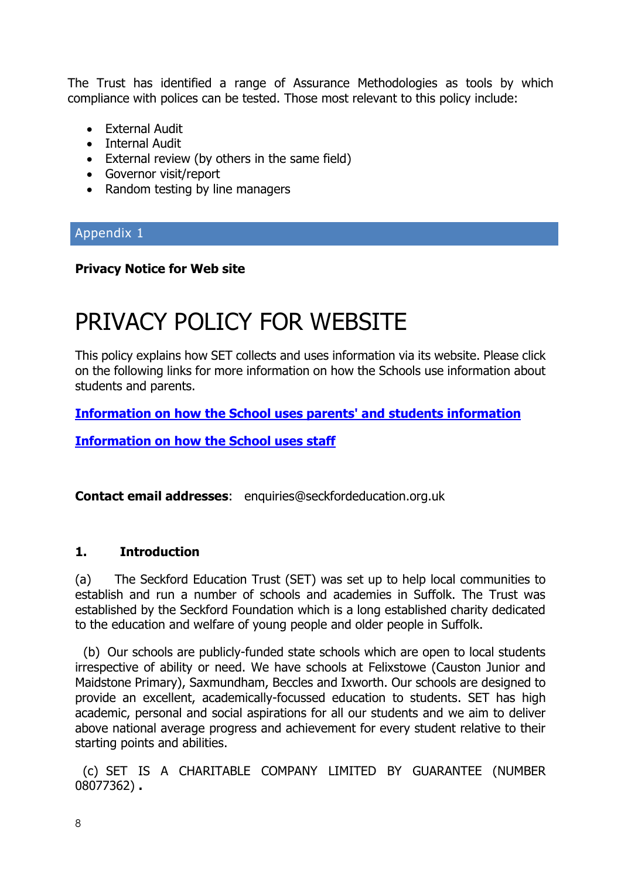The Trust has identified a range of Assurance Methodologies as tools by which compliance with polices can be tested. Those most relevant to this policy include:

- External Audit
- Internal Audit
- External review (by others in the same field)
- Governor visit/report
- Random testing by line managers

## Appendix 1

**Privacy Notice for Web site**

# PRIVACY POLICY FOR WEBSITE

This policy explains how SET collects and uses information via its website. Please click on the following links for more information on how the Schools use information about students and parents.

**Information on how the School uses parents' and students information**

**Information on how the School uses staff**

**Contact email addresses**: enquiries@seckfordeducation.org.uk

### 1. Introduction

(a) The Seckford Education Trust (SET) was set up to help local communities to establish and run a number of schools and academies in Suffolk. The Trust was established by the Seckford Foundation which is a long established charity dedicated to the education and welfare of young people and older people in Suffolk.

(b) Our schools are publicly-funded state schools which are open to local students irrespective of ability or need. We have schools at Felixstowe (Causton Junior and Maidstone Primary), Saxmundham, Beccles and Ixworth. Our schools are designed to provide an excellent, academically-focussed education to students. SET has high academic, personal and social aspirations for all our students and we aim to deliver above national average progress and achievement for every student relative to their starting points and abilities.

(c) SET IS A CHARITABLE COMPANY LIMITED BY GUARANTEE (NUMBER 08077362).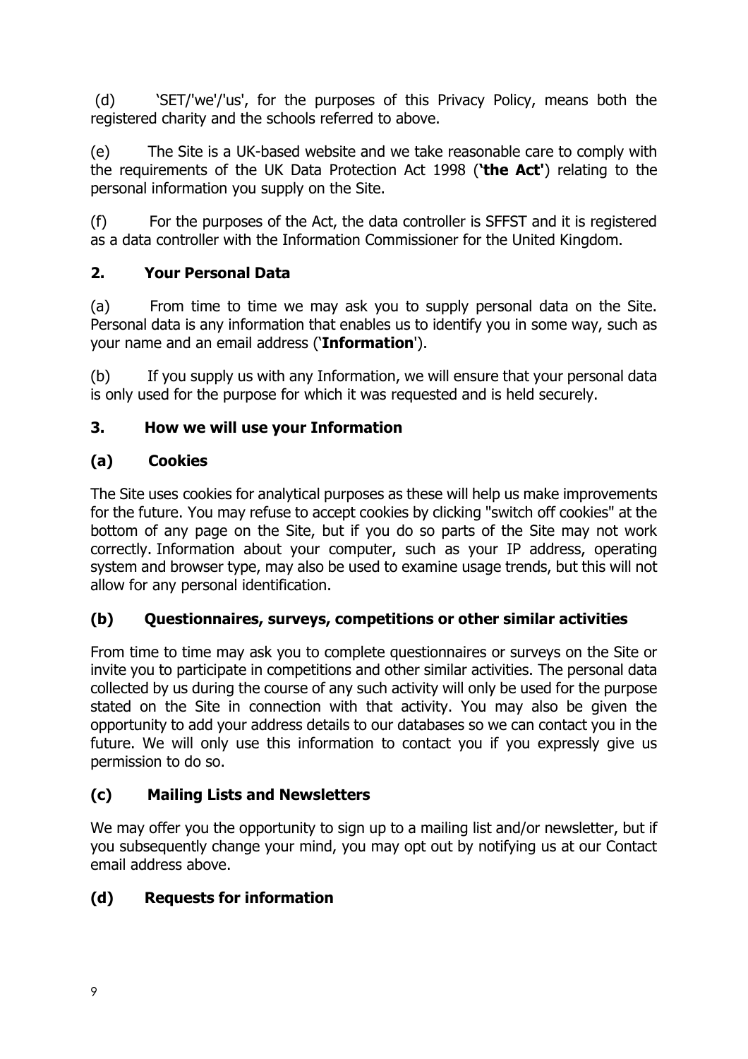(d) 'SET/'we'/'us', for the purposes of this Privacy Policy, means both the registered charity and the schools referred to above.

(e) The Site is a UK-based website and we take reasonable care to comply with the requirements of the UK Data Protection Act 1998 (**'the Act'**) relating to the personal information you supply on the Site.

(f) For the purposes of the Act, the data controller is SFFST and it is registered as a data controller with the Information Commissioner for the United Kingdom.

## 2. Your Personal Data

(a) From time to time we may ask you to supply personal data on the Site. Personal data is any information that enables us to identify you in some way, such as your name and an email address ('**Information**').

(b) If you supply us with any Information, we will ensure that your personal data is only used for the purpose for which it was requested and is held securely.

## 3. How we will use your Information

### (a) Cookies

The Site uses cookies for analytical purposes as these will help us make improvements for the future. You may refuse to accept cookies by clicking "switch off cookies" at the bottom of any page on the Site, but if you do so parts of the Site may not work correctly. Information about your computer, such as your IP address, operating system and browser type, may also be used to examine usage trends, but this will not allow for any personal identification.

### (b) Questionnaires, surveys, competitions or other similar activities

From time to time may ask you to complete questionnaires or surveys on the Site or invite you to participate in competitions and other similar activities. The personal data collected by us during the course of any such activity will only be used for the purpose stated on the Site in connection with that activity. You may also be given the opportunity to add your address details to our databases so we can contact you in the future. We will only use this information to contact you if you expressly give us permission to do so.

### (c) Mailing Lists and Newsletters

We may offer you the opportunity to sign up to a mailing list and/or newsletter, but if you subsequently change your mind, you may opt out by notifying us at our Contact email address above.

### (d) Requests for information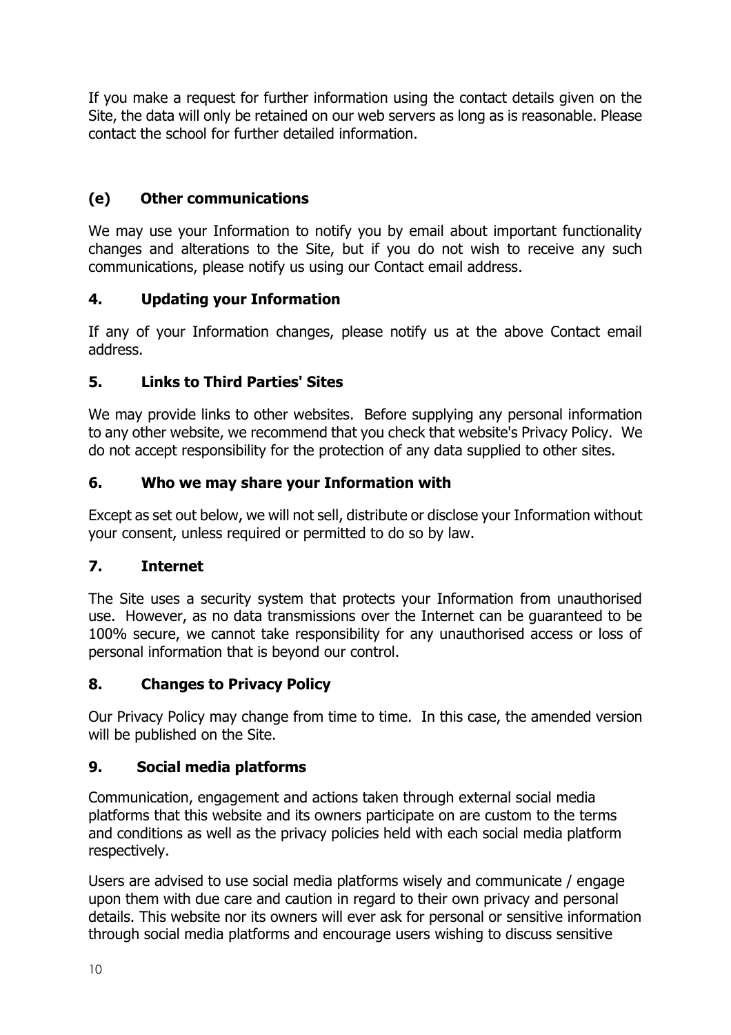If you make a request for further information using the contact details given on the Site, the data will only be retained on our web servers as long as is reasonable. Please contact the school for further detailed information.

### (e) Other communications

We may use your Information to notify you by email about important functionality changes and alterations to the Site, but if you do not wish to receive any such communications, please notify us using our Contact email address.

## 4. Updating your Information

If any of your Information changes, please notify us at the above Contact email address.

## 5. Links to Third Parties' Sites

We may provide links to other websites. Before supplying any personal information to any other website, we recommend that you check that website's Privacy Policy. We do not accept responsibility for the protection of any data supplied to other sites.

## 6. Who we may share your Information with

Except as set out below, we will not sell, distribute or disclose your Information without your consent, unless required or permitted to do so by law.

## 7. Internet

The Site uses a security system that protects your Information from unauthorised use. However, as no data transmissions over the Internet can be guaranteed to be 100% secure, we cannot take responsibility for any unauthorised access or loss of personal information that is beyond our control.

## 8. Changes to Privacy Policy

Our Privacy Policy may change from time to time. In this case, the amended version will be published on the Site.

## 9. Social media platforms

Communication, engagement and actions taken through external social media platforms that this website and its owners participate on are custom to the terms and conditions as well as the privacy policies held with each social media platform respectively.

Users are advised to use social media platforms wisely and communicate / engage upon them with due care and caution in regard to their own privacy and personal details. This website nor its owners will ever ask for personal or sensitive information through social media platforms and encourage users wishing to discuss sensitive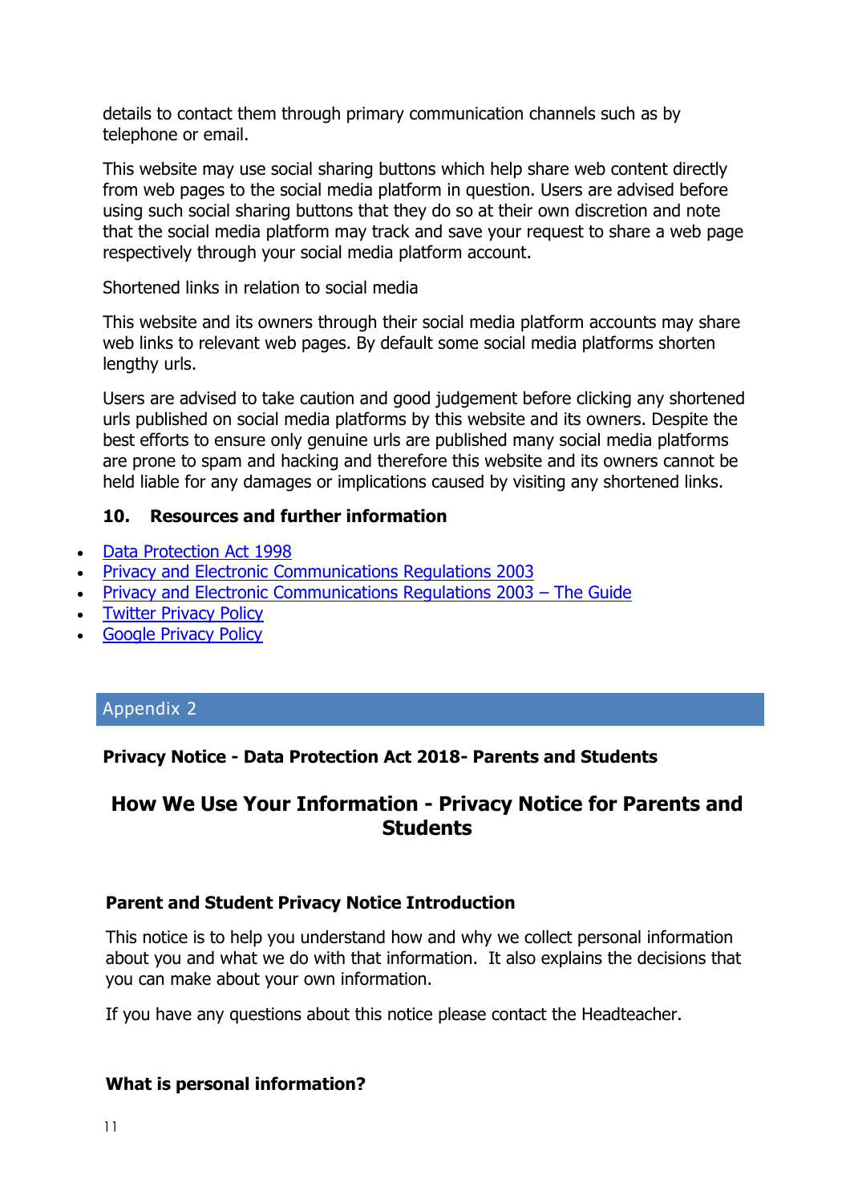details to contact them through primary communication channels such as by telephone or email.

This website may use social sharing buttons which help share web content directly from web pages to the social media platform in question. Users are advised before using such social sharing buttons that they do so at their own discretion and note that the social media platform may track and save your request to share a web page respectively through your social media platform account.

Shortened links in relation to social media

This website and its owners through their social media platform accounts may share web links to relevant web pages. By default some social media platforms shorten lengthy urls.

Users are advised to take caution and good judgement before clicking any shortened urls published on social media platforms by this website and its owners. Despite the best efforts to ensure only genuine urls are published many social media platforms are prone to spam and hacking and therefore this website and its owners cannot be held liable for any damages or implications caused by visiting any shortened links.

### 10. Resources and further information

- Data Protection Act 1998
- Privacy and Electronic Communications Regulations 2003
- Privacy and Electronic Communications Regulations 2003 – The Guide
- Twitter Privacy Policy
- Google Privacy Policy

## Appendix 2

**Privacy Notice - Data Protection Act 2018- Parents and Students**

## How We Use Your Information - Privacy Notice for Parents and Students

### Parent and Student Privacy Notice Introduction

This notice is to help you understand how and why we collect personal information about you and what we do with that information. It also explains the decisions that you can make about your own information.

If you have any questions about this notice please contact the Headteacher.

### What is personal information?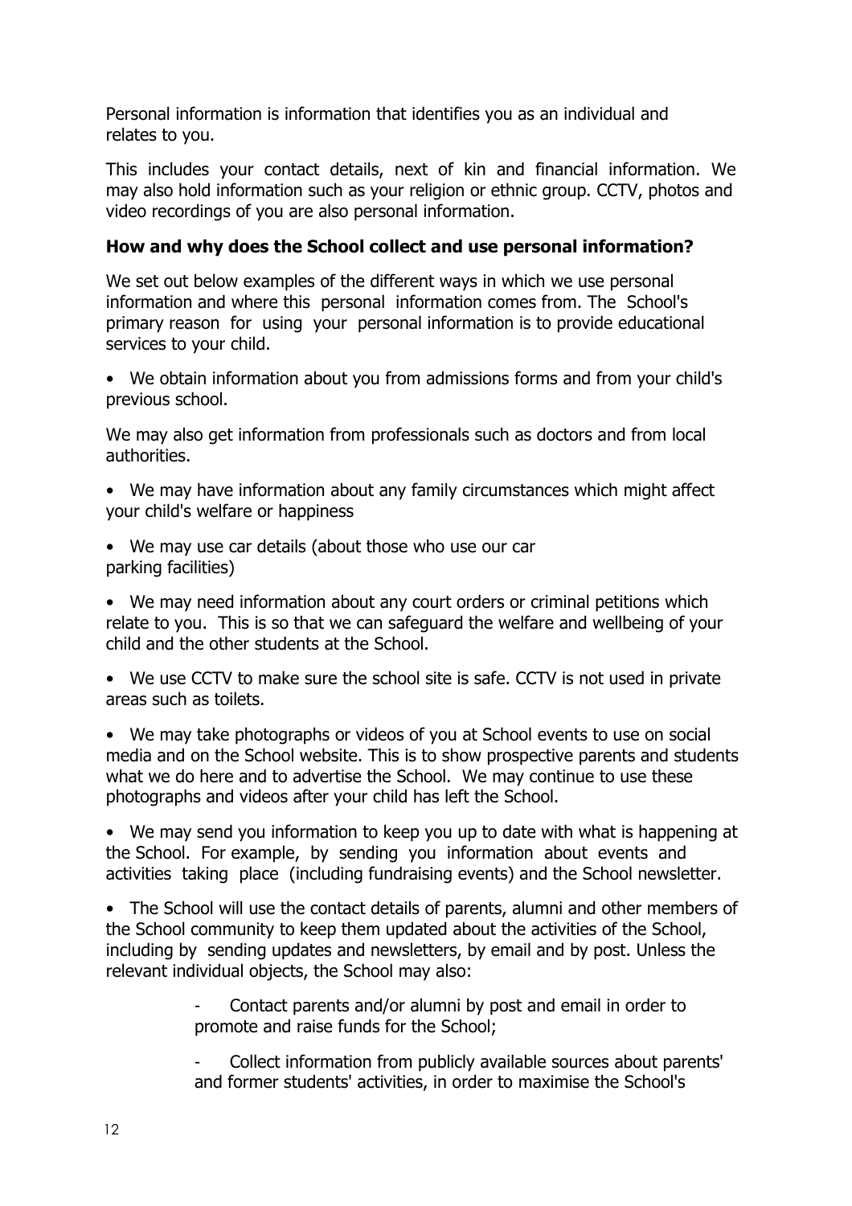Personal information is information that identifies you as an individual and relates to you.

This includes your contact details, next of kin and financial information. We may also hold information such as your religion or ethnic group. CCTV, photos and video recordings of you are also personal information.

**How and why does the School collect and use personal information?**

We set out below examples of the different ways in which we use personal information and where this personal information comes from. The School's primary reason for using your personal information is to provide educational services to your child.

- We obtain information about you from admissions forms and from your child's previous school.

We may also get information from professionals such as doctors and from local authorities.

- We may have information about any family circumstances which might affect your child's welfare or happiness
- We may use car details (about those who use our car parking facilities)
- We may need information about any court orders or criminal petitions which relate to you. This is so that we can safeguard the welfare and wellbeing of your child and the other students at the School.
- We use CCTV to make sure the school site is safe. CCTV is not used in private areas such as toilets.
- We may take photographs or videos of you at School events to use on social media and on the School website. This is to show prospective parents and students what we do here and to advertise the School. We may continue to use these photographs and videos after your child has left the School.
- We may send you information to keep you up to date with what is happening at the School. For example, by sending you information about events and activities taking place (including fundraising events) and the School newsletter.
- The School will use the contact details of parents, alumni and other members of the School community to keep them updated about the activities of the School, including by sending updates and newsletters, by email and by post. Unless the relevant individual objects, the School may also:
  - Contact parents and/or alumni by post and email in order to promote and raise funds for the School;
  - Collect information from publicly available sources about parents' and former students' activities, in order to maximise the School's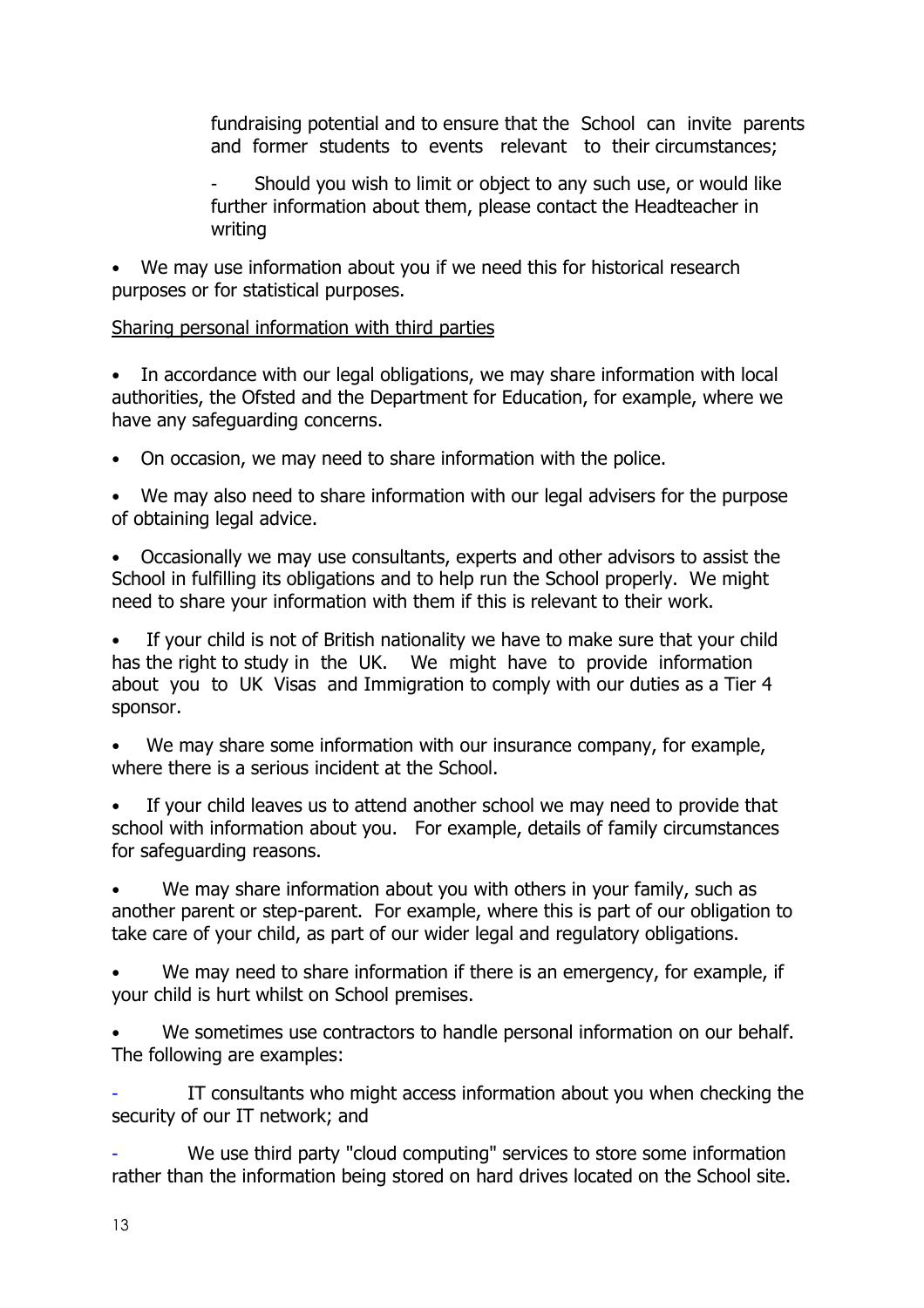fundraising potential and to ensure that the School can invite parents and former students to events relevant to their circumstances;

- Should you wish to limit or object to any such use, or would like further information about them, please contact the Headteacher in writing

- We may use information about you if we need this for historical research purposes or for statistical purposes.

<u>Sharing personal information with third parties</u>

- In accordance with our legal obligations, we may share information with local authorities, the Ofsted and the Department for Education, for example, where we have any safeguarding concerns.
- On occasion, we may need to share information with the police.
- We may also need to share information with our legal advisers for the purpose of obtaining legal advice.
- Occasionally we may use consultants, experts and other advisors to assist the School in fulfilling its obligations and to help run the School properly. We might need to share your information with them if this is relevant to their work.
- If your child is not of British nationality we have to make sure that your child has the right to study in the UK. We might have to provide information about you to UK Visas and Immigration to comply with our duties as a Tier 4 sponsor.
- We may share some information with our insurance company, for example, where there is a serious incident at the School.
- If your child leaves us to attend another school we may need to provide that school with information about you. For example, details of family circumstances for safeguarding reasons.
- We may share information about you with others in your family, such as another parent or step-parent. For example, where this is part of our obligation to take care of your child, as part of our wider legal and regulatory obligations.
- We may need to share information if there is an emergency, for example, if your child is hurt whilst on School premises.
- We sometimes use contractors to handle personal information on our behalf. The following are examples:

- IT consultants who might access information about you when checking the security of our IT network; and
- We use third party "cloud computing" services to store some information rather than the information being stored on hard drives located on the School site.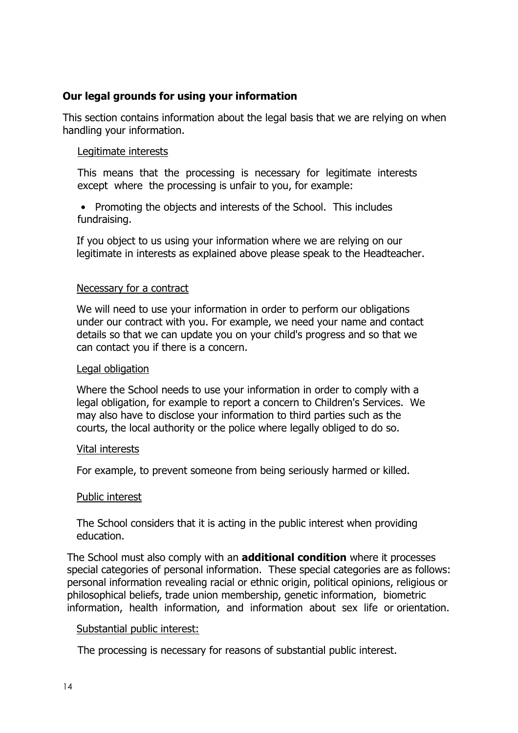## Our legal grounds for using your information

This section contains information about the legal basis that we are relying on when handling your information.

Legitimate interests

This means that the processing is necessary for legitimate interests except where the processing is unfair to you, for example:

- Promoting the objects and interests of the School. This includes fundraising.

If you object to us using your information where we are relying on our legitimate in interests as explained above please speak to the Headteacher.

Necessary for a contract

We will need to use your information in order to perform our obligations under our contract with you. For example, we need your name and contact details so that we can update you on your child's progress and so that we can contact you if there is a concern.

Legal obligation

Where the School needs to use your information in order to comply with a legal obligation, for example to report a concern to Children's Services. We may also have to disclose your information to third parties such as the courts, the local authority or the police where legally obliged to do so.

Vital interests

For example, to prevent someone from being seriously harmed or killed.

Public interest

The School considers that it is acting in the public interest when providing education.

The School must also comply with an **additional condition** where it processes special categories of personal information. These special categories are as follows: personal information revealing racial or ethnic origin, political opinions, religious or philosophical beliefs, trade union membership, genetic information, biometric information, health information, and information about sex life or orientation.

Substantial public interest:

The processing is necessary for reasons of substantial public interest.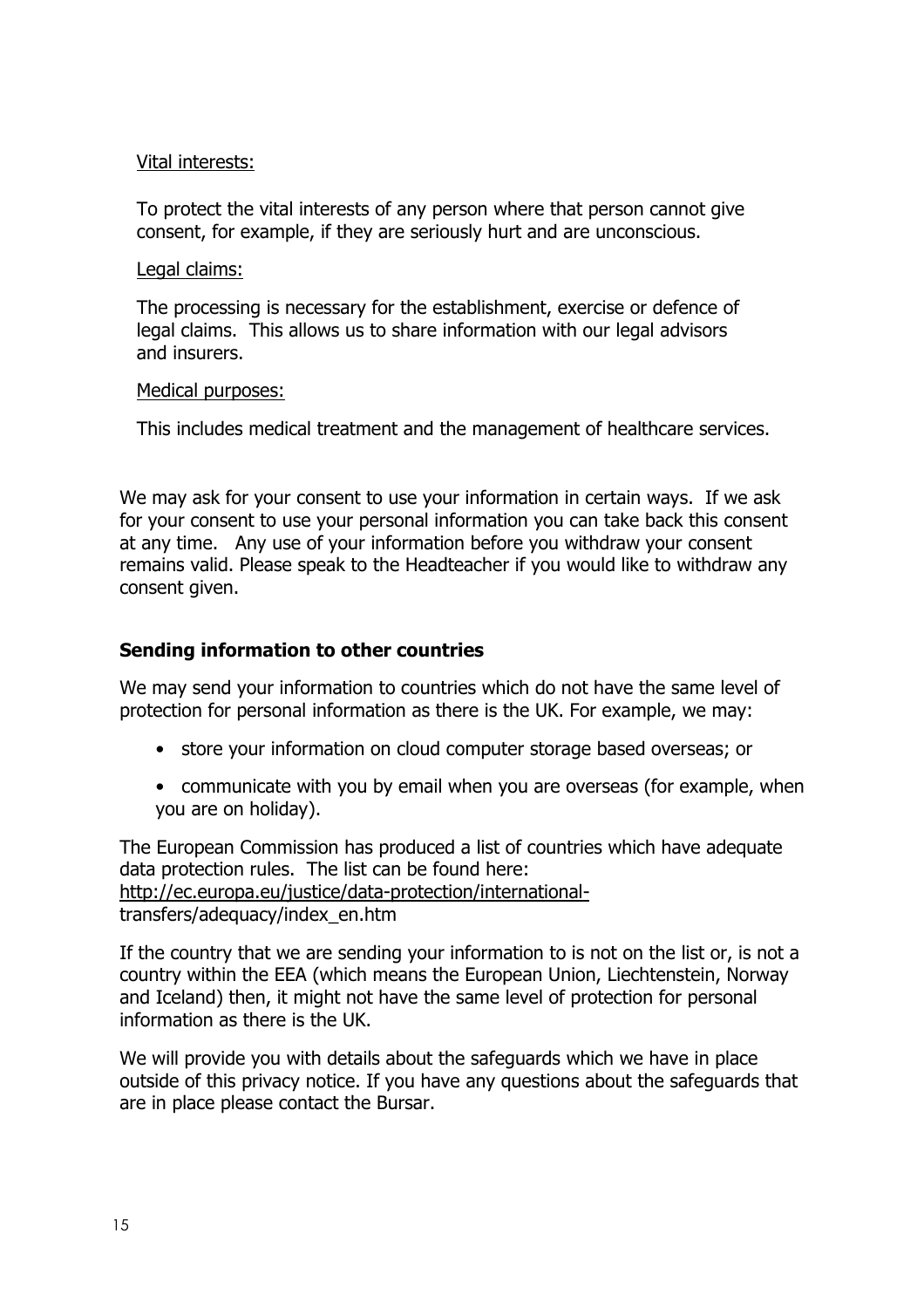Vital interests:

To protect the vital interests of any person where that person cannot give consent, for example, if they are seriously hurt and are unconscious.

Legal claims:

The processing is necessary for the establishment, exercise or defence of legal claims. This allows us to share information with our legal advisors and insurers.

Medical purposes:

This includes medical treatment and the management of healthcare services.

We may ask for your consent to use your information in certain ways. If we ask for your consent to use your personal information you can take back this consent at any time. Any use of your information before you withdraw your consent remains valid. Please speak to the Headteacher if you would like to withdraw any consent given.

## Sending information to other countries

We may send your information to countries which do not have the same level of protection for personal information as there is the UK. For example, we may:

- store your information on cloud computer storage based overseas; or
- communicate with you by email when you are overseas (for example, when you are on holiday).

The European Commission has produced a list of countries which have adequate data protection rules. The list can be found here: http://ec.europa.eu/justice/data-protection/international-transfers/adequacy/index_en.htm

If the country that we are sending your information to is not on the list or, is not a country within the EEA (which means the European Union, Liechtenstein, Norway and Iceland) then, it might not have the same level of protection for personal information as there is the UK.

We will provide you with details about the safeguards which we have in place outside of this privacy notice. If you have any questions about the safeguards that are in place please contact the Bursar.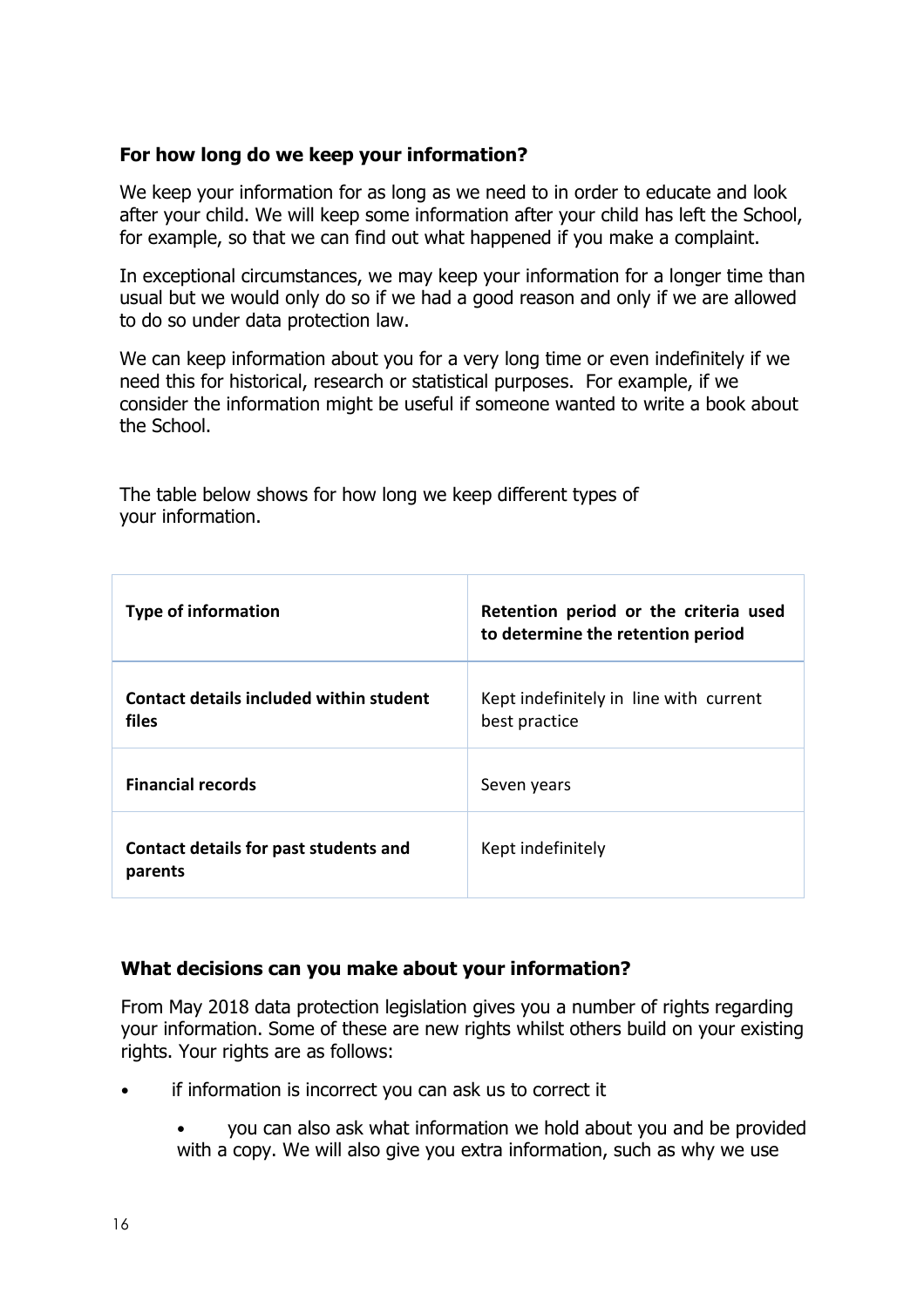## For how long do we keep your information?

We keep your information for as long as we need to in order to educate and look after your child. We will keep some information after your child has left the School, for example, so that we can find out what happened if you make a complaint.

In exceptional circumstances, we may keep your information for a longer time than usual but we would only do so if we had a good reason and only if we are allowed to do so under data protection law.

We can keep information about you for a very long time or even indefinitely if we need this for historical, research or statistical purposes. For example, if we consider the information might be useful if someone wanted to write a book about the School.

The table below shows for how long we keep different types of your information.

| Type of information | Retention period or the criteria used to determine the retention period |
|---|---|
| **Contact details included within student files** | Kept indefinitely in line with current best practice |
| **Financial records** | Seven years |
| **Contact details for past students and parents** | Kept indefinitely |

## What decisions can you make about your information?

From May 2018 data protection legislation gives you a number of rights regarding your information. Some of these are new rights whilst others build on your existing rights. Your rights are as follows:

- if information is incorrect you can ask us to correct it
  - you can also ask what information we hold about you and be provided with a copy. We will also give you extra information, such as why we use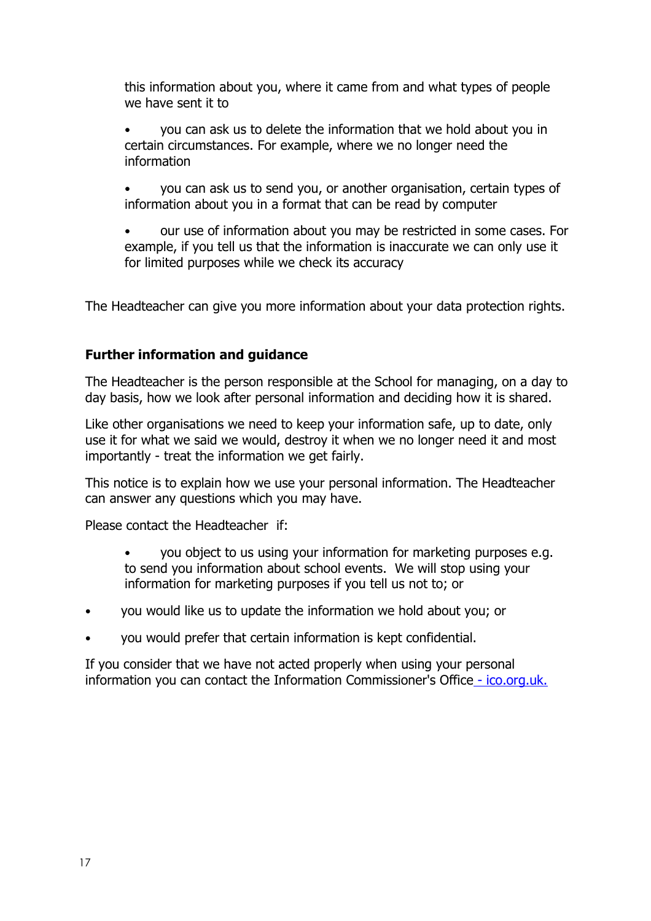this information about you, where it came from and what types of people we have sent it to

- you can ask us to delete the information that we hold about you in certain circumstances. For example, where we no longer need the information
- you can ask us to send you, or another organisation, certain types of information about you in a format that can be read by computer
- our use of information about you may be restricted in some cases. For example, if you tell us that the information is inaccurate we can only use it for limited purposes while we check its accuracy

The Headteacher can give you more information about your data protection rights.

**Further information and guidance**

The Headteacher is the person responsible at the School for managing, on a day to day basis, how we look after personal information and deciding how it is shared.

Like other organisations we need to keep your information safe, up to date, only use it for what we said we would, destroy it when we no longer need it and most importantly - treat the information we get fairly.

This notice is to explain how we use your personal information. The Headteacher can answer any questions which you may have.

Please contact the Headteacher if:

- you object to us using your information for marketing purposes e.g. to send you information about school events. We will stop using your information for marketing purposes if you tell us not to; or
- you would like us to update the information we hold about you; or
- you would prefer that certain information is kept confidential.

If you consider that we have not acted properly when using your personal information you can contact the Information Commissioner's Office - ico.org.uk.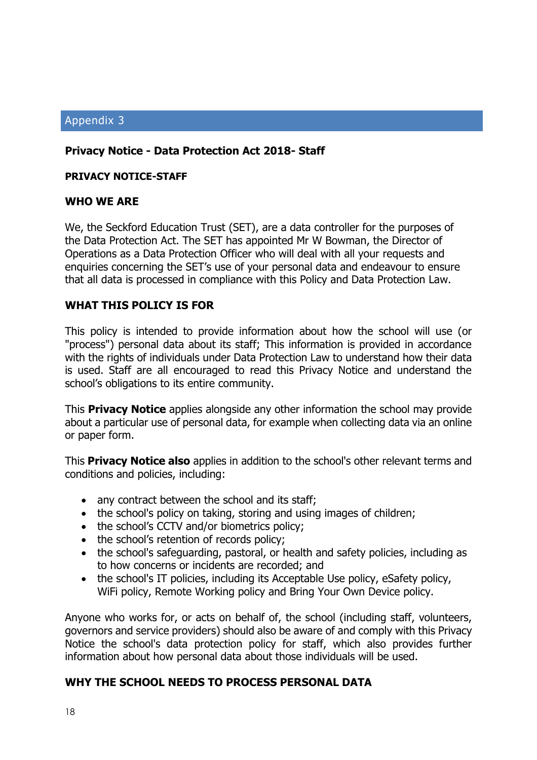## Appendix 3

**Privacy Notice - Data Protection Act 2018- Staff**

**PRIVACY NOTICE-STAFF**

**WHO WE ARE**

We, the Seckford Education Trust (SET), are a data controller for the purposes of the Data Protection Act. The SET has appointed Mr W Bowman, the Director of Operations as a Data Protection Officer who will deal with all your requests and enquiries concerning the SET's use of your personal data and endeavour to ensure that all data is processed in compliance with this Policy and Data Protection Law.

**WHAT THIS POLICY IS FOR**

This policy is intended to provide information about how the school will use (or "process") personal data about its staff; This information is provided in accordance with the rights of individuals under Data Protection Law to understand how their data is used. Staff are all encouraged to read this Privacy Notice and understand the school's obligations to its entire community.

This **Privacy Notice** applies alongside any other information the school may provide about a particular use of personal data, for example when collecting data via an online or paper form.

This **Privacy Notice also** applies in addition to the school's other relevant terms and conditions and policies, including:

- any contract between the school and its staff;
- the school's policy on taking, storing and using images of children;
- the school's CCTV and/or biometrics policy;
- the school's retention of records policy;
- the school's safeguarding, pastoral, or health and safety policies, including as to how concerns or incidents are recorded; and
- the school's IT policies, including its Acceptable Use policy, eSafety policy, WiFi policy, Remote Working policy and Bring Your Own Device policy.

Anyone who works for, or acts on behalf of, the school (including staff, volunteers, governors and service providers) should also be aware of and comply with this Privacy Notice the school's data protection policy for staff, which also provides further information about how personal data about those individuals will be used.

**WHY THE SCHOOL NEEDS TO PROCESS PERSONAL DATA**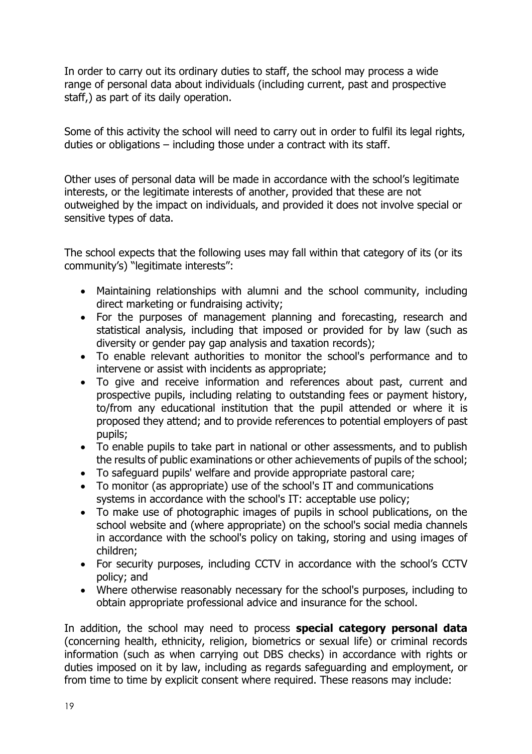In order to carry out its ordinary duties to staff, the school may process a wide range of personal data about individuals (including current, past and prospective staff,) as part of its daily operation.

Some of this activity the school will need to carry out in order to fulfil its legal rights, duties or obligations – including those under a contract with its staff.

Other uses of personal data will be made in accordance with the school's legitimate interests, or the legitimate interests of another, provided that these are not outweighed by the impact on individuals, and provided it does not involve special or sensitive types of data.

The school expects that the following uses may fall within that category of its (or its community's) "legitimate interests":

- Maintaining relationships with alumni and the school community, including direct marketing or fundraising activity;
- For the purposes of management planning and forecasting, research and statistical analysis, including that imposed or provided for by law (such as diversity or gender pay gap analysis and taxation records);
- To enable relevant authorities to monitor the school's performance and to intervene or assist with incidents as appropriate;
- To give and receive information and references about past, current and prospective pupils, including relating to outstanding fees or payment history, to/from any educational institution that the pupil attended or where it is proposed they attend; and to provide references to potential employers of past pupils;
- To enable pupils to take part in national or other assessments, and to publish the results of public examinations or other achievements of pupils of the school;
- To safeguard pupils' welfare and provide appropriate pastoral care;
- To monitor (as appropriate) use of the school's IT and communications systems in accordance with the school's IT: acceptable use policy;
- To make use of photographic images of pupils in school publications, on the school website and (where appropriate) on the school's social media channels in accordance with the school's policy on taking, storing and using images of children;
- For security purposes, including CCTV in accordance with the school's CCTV policy; and
- Where otherwise reasonably necessary for the school's purposes, including to obtain appropriate professional advice and insurance for the school.

In addition, the school may need to process **special category personal data** (concerning health, ethnicity, religion, biometrics or sexual life) or criminal records information (such as when carrying out DBS checks) in accordance with rights or duties imposed on it by law, including as regards safeguarding and employment, or from time to time by explicit consent where required. These reasons may include: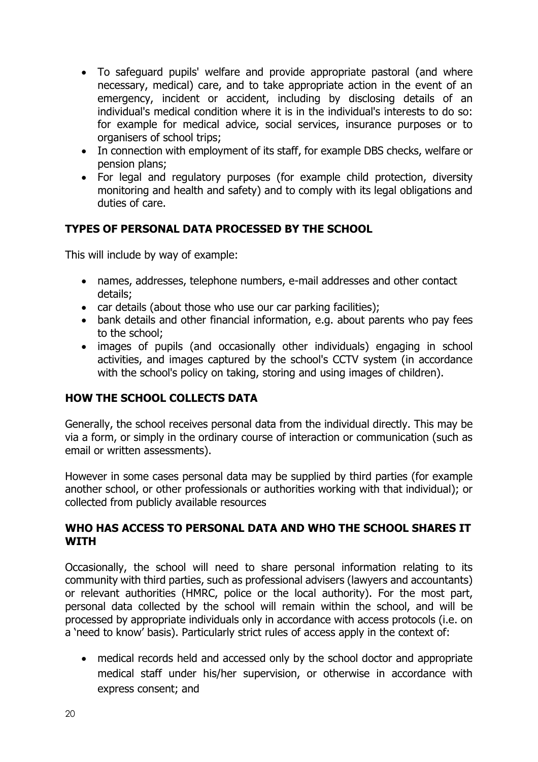- To safeguard pupils' welfare and provide appropriate pastoral (and where necessary, medical) care, and to take appropriate action in the event of an emergency, incident or accident, including by disclosing details of an individual's medical condition where it is in the individual's interests to do so: for example for medical advice, social services, insurance purposes or to organisers of school trips;
- In connection with employment of its staff, for example DBS checks, welfare or pension plans;
- For legal and regulatory purposes (for example child protection, diversity monitoring and health and safety) and to comply with its legal obligations and duties of care.

## TYPES OF PERSONAL DATA PROCESSED BY THE SCHOOL

This will include by way of example:

- names, addresses, telephone numbers, e-mail addresses and other contact details;
- car details (about those who use our car parking facilities);
- bank details and other financial information, e.g. about parents who pay fees to the school;
- images of pupils (and occasionally other individuals) engaging in school activities, and images captured by the school's CCTV system (in accordance with the school's policy on taking, storing and using images of children).

## HOW THE SCHOOL COLLECTS DATA

Generally, the school receives personal data from the individual directly. This may be via a form, or simply in the ordinary course of interaction or communication (such as email or written assessments).

However in some cases personal data may be supplied by third parties (for example another school, or other professionals or authorities working with that individual); or collected from publicly available resources

## WHO HAS ACCESS TO PERSONAL DATA AND WHO THE SCHOOL SHARES IT WITH

Occasionally, the school will need to share personal information relating to its community with third parties, such as professional advisers (lawyers and accountants) or relevant authorities (HMRC, police or the local authority). For the most part, personal data collected by the school will remain within the school, and will be processed by appropriate individuals only in accordance with access protocols (i.e. on a 'need to know' basis). Particularly strict rules of access apply in the context of:

- medical records held and accessed only by the school doctor and appropriate medical staff under his/her supervision, or otherwise in accordance with express consent; and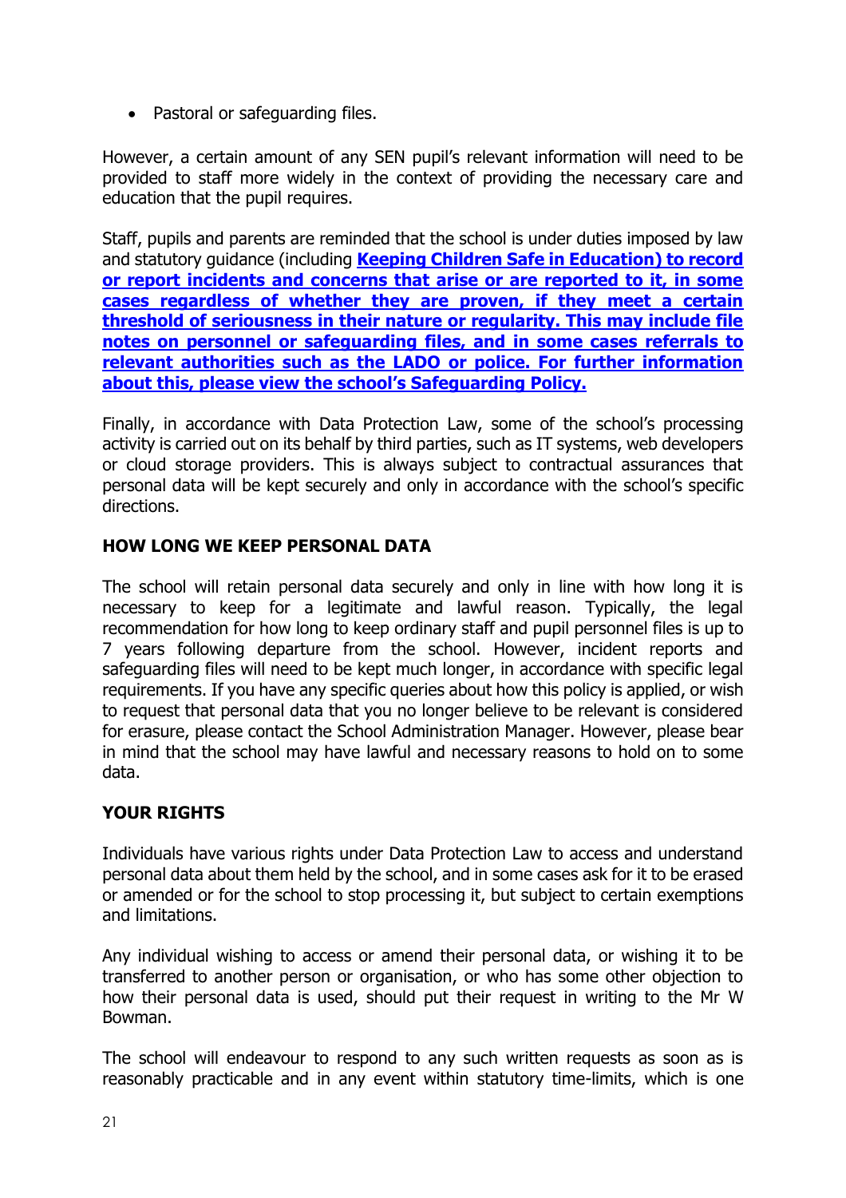- Pastoral or safeguarding files.

However, a certain amount of any SEN pupil's relevant information will need to be provided to staff more widely in the context of providing the necessary care and education that the pupil requires.

Staff, pupils and parents are reminded that the school is under duties imposed by law and statutory guidance (including **Keeping Children Safe in Education) to record or report incidents and concerns that arise or are reported to it, in some cases regardless of whether they are proven, if they meet a certain threshold of seriousness in their nature or regularity. This may include file notes on personnel or safeguarding files, and in some cases referrals to relevant authorities such as the LADO or police. For further information about this, please view the school's Safeguarding Policy.**

Finally, in accordance with Data Protection Law, some of the school's processing activity is carried out on its behalf by third parties, such as IT systems, web developers or cloud storage providers. This is always subject to contractual assurances that personal data will be kept securely and only in accordance with the school's specific directions.

## HOW LONG WE KEEP PERSONAL DATA

The school will retain personal data securely and only in line with how long it is necessary to keep for a legitimate and lawful reason. Typically, the legal recommendation for how long to keep ordinary staff and pupil personnel files is up to 7 years following departure from the school. However, incident reports and safeguarding files will need to be kept much longer, in accordance with specific legal requirements. If you have any specific queries about how this policy is applied, or wish to request that personal data that you no longer believe to be relevant is considered for erasure, please contact the School Administration Manager. However, please bear in mind that the school may have lawful and necessary reasons to hold on to some data.

## YOUR RIGHTS

Individuals have various rights under Data Protection Law to access and understand personal data about them held by the school, and in some cases ask for it to be erased or amended or for the school to stop processing it, but subject to certain exemptions and limitations.

Any individual wishing to access or amend their personal data, or wishing it to be transferred to another person or organisation, or who has some other objection to how their personal data is used, should put their request in writing to the Mr W Bowman.

The school will endeavour to respond to any such written requests as soon as is reasonably practicable and in any event within statutory time-limits, which is one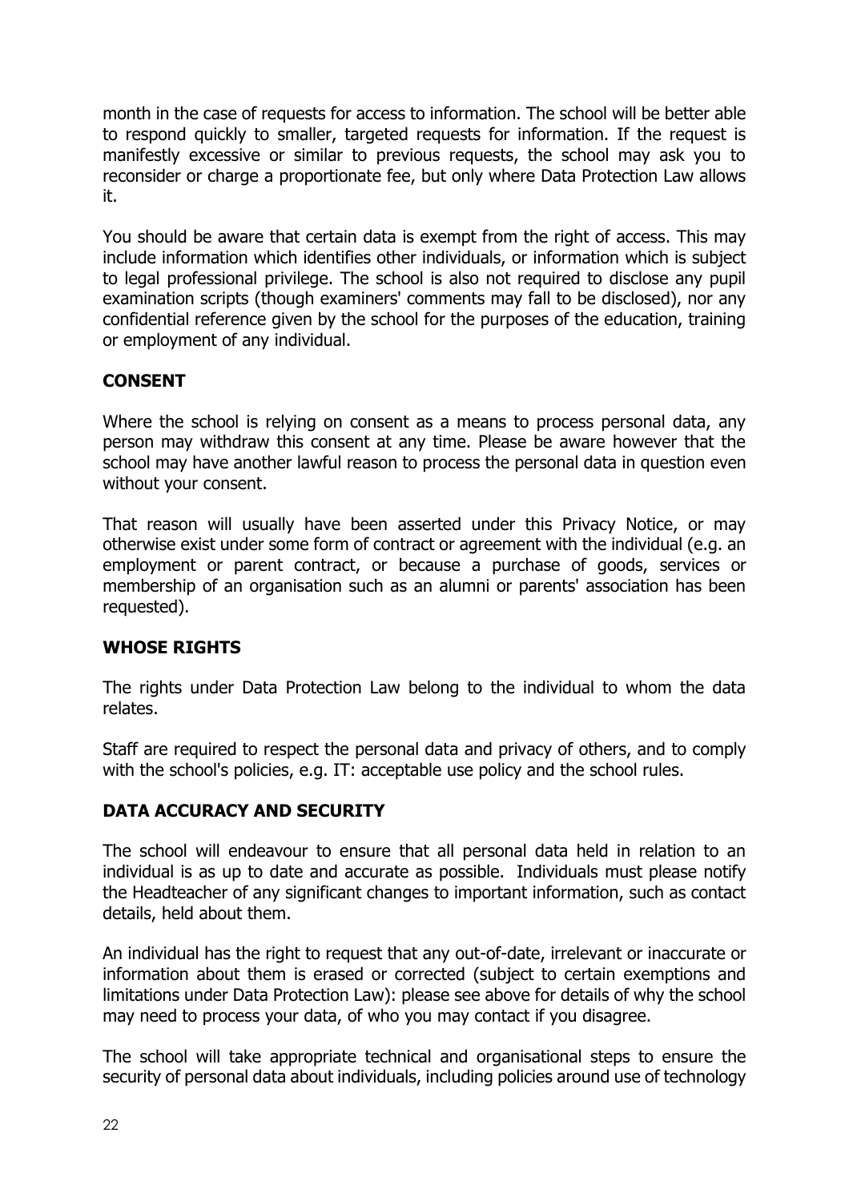month in the case of requests for access to information. The school will be better able to respond quickly to smaller, targeted requests for information. If the request is manifestly excessive or similar to previous requests, the school may ask you to reconsider or charge a proportionate fee, but only where Data Protection Law allows it.

You should be aware that certain data is exempt from the right of access. This may include information which identifies other individuals, or information which is subject to legal professional privilege. The school is also not required to disclose any pupil examination scripts (though examiners' comments may fall to be disclosed), nor any confidential reference given by the school for the purposes of the education, training or employment of any individual.

## CONSENT

Where the school is relying on consent as a means to process personal data, any person may withdraw this consent at any time. Please be aware however that the school may have another lawful reason to process the personal data in question even without your consent.

That reason will usually have been asserted under this Privacy Notice, or may otherwise exist under some form of contract or agreement with the individual (e.g. an employment or parent contract, or because a purchase of goods, services or membership of an organisation such as an alumni or parents' association has been requested).

## WHOSE RIGHTS

The rights under Data Protection Law belong to the individual to whom the data relates.

Staff are required to respect the personal data and privacy of others, and to comply with the school's policies, e.g. IT: acceptable use policy and the school rules.

## DATA ACCURACY AND SECURITY

The school will endeavour to ensure that all personal data held in relation to an individual is as up to date and accurate as possible. Individuals must please notify the Headteacher of any significant changes to important information, such as contact details, held about them.

An individual has the right to request that any out-of-date, irrelevant or inaccurate or information about them is erased or corrected (subject to certain exemptions and limitations under Data Protection Law): please see above for details of why the school may need to process your data, of who you may contact if you disagree.

The school will take appropriate technical and organisational steps to ensure the security of personal data about individuals, including policies around use of technology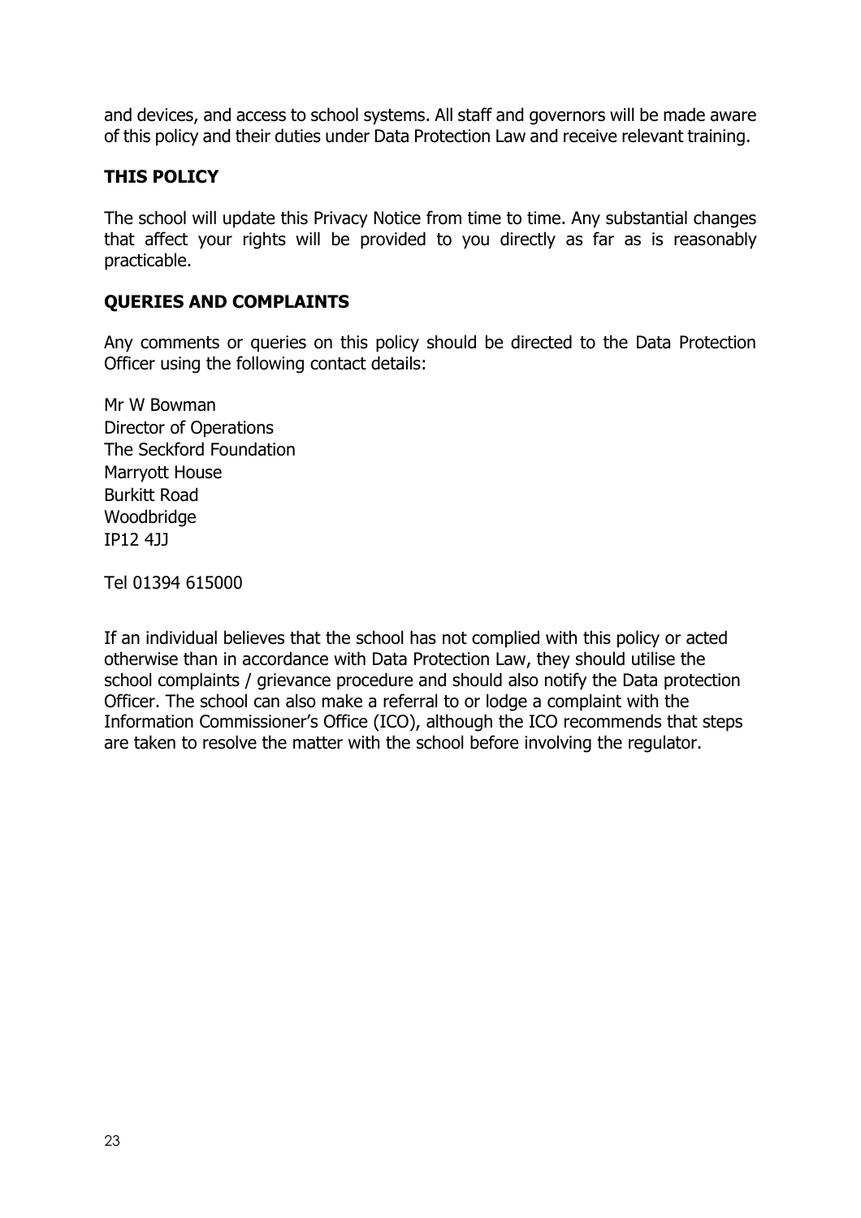and devices, and access to school systems. All staff and governors will be made aware of this policy and their duties under Data Protection Law and receive relevant training.

## THIS POLICY

The school will update this Privacy Notice from time to time. Any substantial changes that affect your rights will be provided to you directly as far as is reasonably practicable.

## QUERIES AND COMPLAINTS

Any comments or queries on this policy should be directed to the Data Protection Officer using the following contact details:

Mr W Bowman  
Director of Operations  
The Seckford Foundation  
Marryott House  
Burkitt Road  
Woodbridge  
IP12 4JJ

Tel 01394 615000

If an individual believes that the school has not complied with this policy or acted otherwise than in accordance with Data Protection Law, they should utilise the school complaints / grievance procedure and should also notify the Data protection Officer. The school can also make a referral to or lodge a complaint with the Information Commissioner's Office (ICO), although the ICO recommends that steps are taken to resolve the matter with the school before involving the regulator.